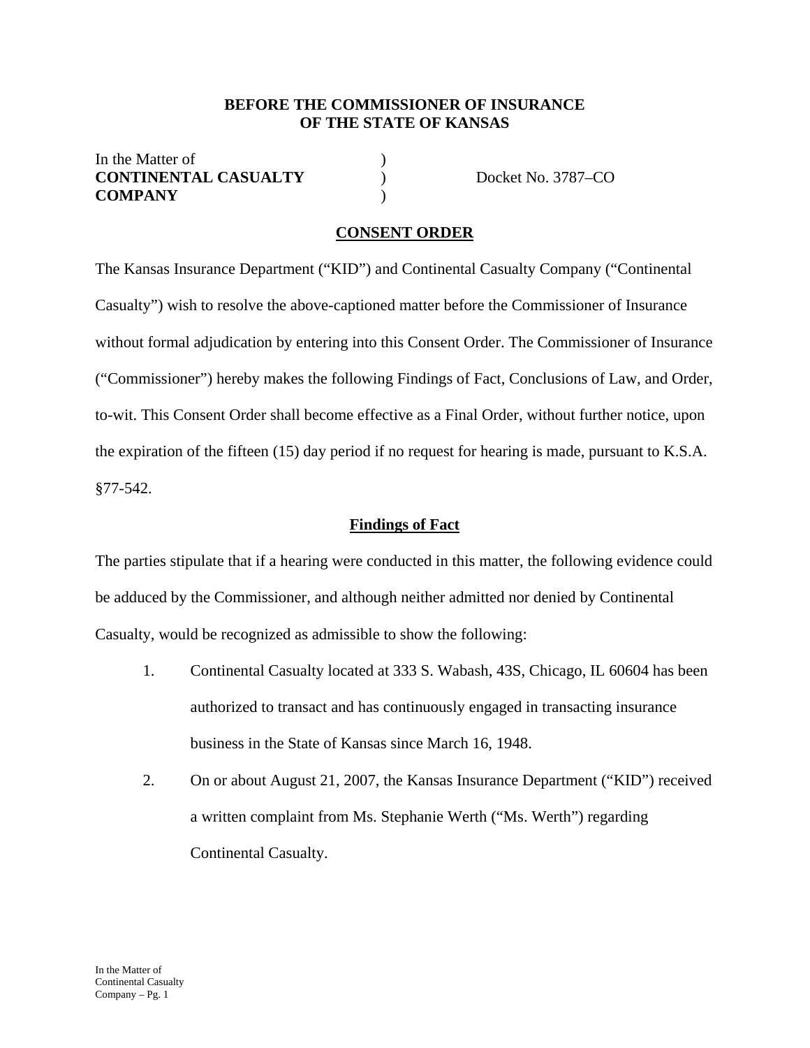**BEFORE THE COMMISSIONER OF INSURANCE**
**OF THE STATE OF KANSAS**

In the Matter of )
**CONTINENTAL CASUALTY** ) Docket No. 3787–CO
**COMPANY** )

## CONSENT ORDER

The Kansas Insurance Department ("KID") and Continental Casualty Company ("Continental Casualty") wish to resolve the above-captioned matter before the Commissioner of Insurance without formal adjudication by entering into this Consent Order. The Commissioner of Insurance ("Commissioner") hereby makes the following Findings of Fact, Conclusions of Law, and Order, to-wit. This Consent Order shall become effective as a Final Order, without further notice, upon the expiration of the fifteen (15) day period if no request for hearing is made, pursuant to K.S.A. §77-542.

### Findings of Fact

The parties stipulate that if a hearing were conducted in this matter, the following evidence could be adduced by the Commissioner, and although neither admitted nor denied by Continental Casualty, would be recognized as admissible to show the following:

1. Continental Casualty located at 333 S. Wabash, 43S, Chicago, IL 60604 has been authorized to transact and has continuously engaged in transacting insurance business in the State of Kansas since March 16, 1948.

2. On or about August 21, 2007, the Kansas Insurance Department ("KID") received a written complaint from Ms. Stephanie Werth ("Ms. Werth") regarding Continental Casualty.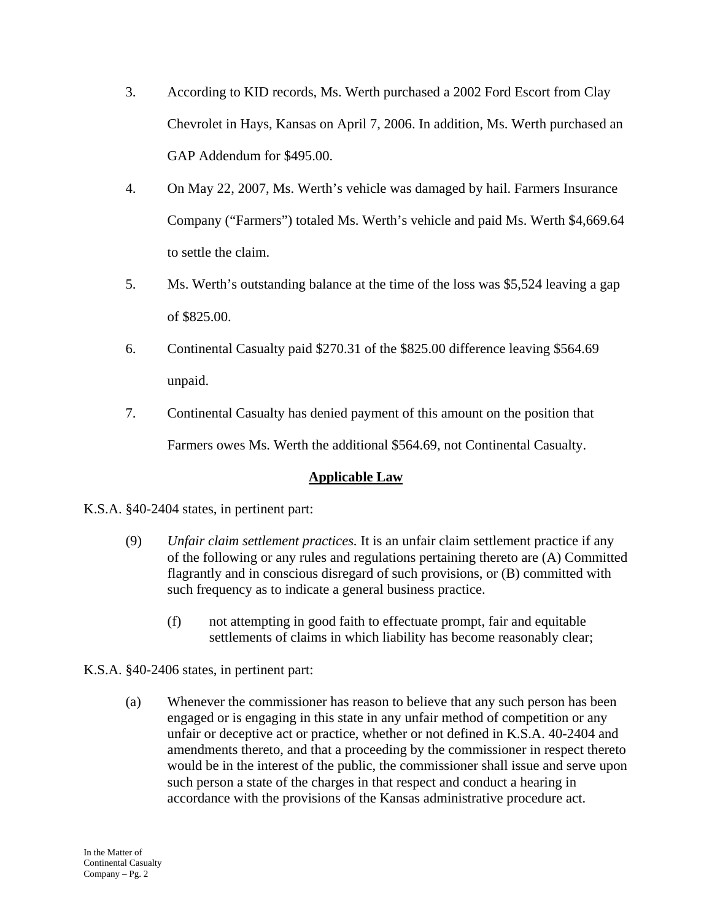3. According to KID records, Ms. Werth purchased a 2002 Ford Escort from Clay Chevrolet in Hays, Kansas on April 7, 2006. In addition, Ms. Werth purchased an GAP Addendum for $495.00.

4. On May 22, 2007, Ms. Werth's vehicle was damaged by hail. Farmers Insurance Company ("Farmers") totaled Ms. Werth's vehicle and paid Ms. Werth $4,669.64 to settle the claim.

5. Ms. Werth's outstanding balance at the time of the loss was $5,524 leaving a gap of $825.00.

6. Continental Casualty paid $270.31 of the $825.00 difference leaving $564.69 unpaid.

7. Continental Casualty has denied payment of this amount on the position that Farmers owes Ms. Werth the additional $564.69, not Continental Casualty.

## **Applicable Law**

K.S.A. §40-2404 states, in pertinent part:

> (9) *Unfair claim settlement practices.* It is an unfair claim settlement practice if any of the following or any rules and regulations pertaining thereto are (A) Committed flagrantly and in conscious disregard of such provisions, or (B) committed with such frequency as to indicate a general business practice.
>
> > (f) not attempting in good faith to effectuate prompt, fair and equitable settlements of claims in which liability has become reasonably clear;

K.S.A. §40-2406 states, in pertinent part:

> (a) Whenever the commissioner has reason to believe that any such person has been engaged or is engaging in this state in any unfair method of competition or any unfair or deceptive act or practice, whether or not defined in K.S.A. 40-2404 and amendments thereto, and that a proceeding by the commissioner in respect thereto would be in the interest of the public, the commissioner shall issue and serve upon such person a state of the charges in that respect and conduct a hearing in accordance with the provisions of the Kansas administrative procedure act.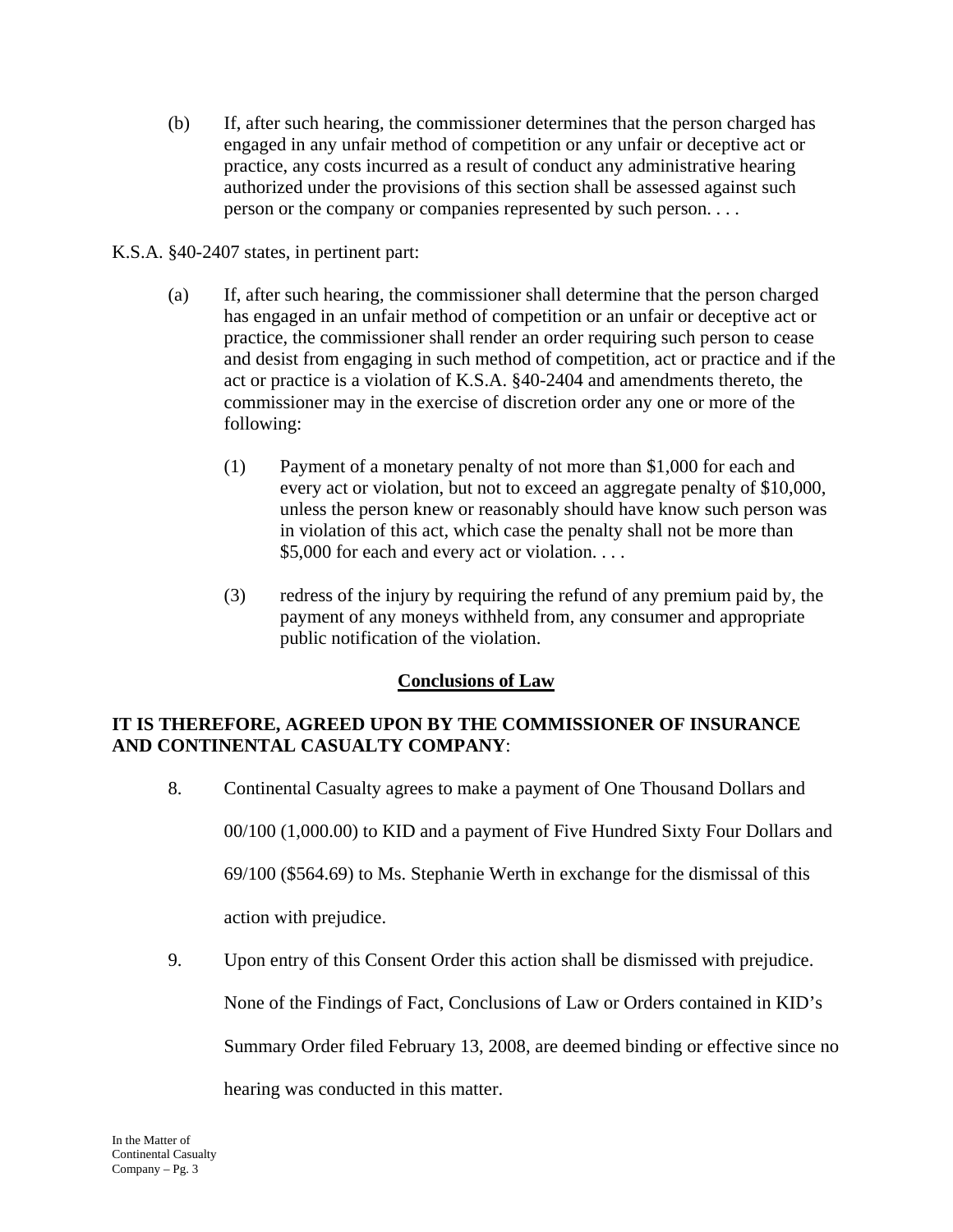(b) If, after such hearing, the commissioner determines that the person charged has engaged in any unfair method of competition or any unfair or deceptive act or practice, any costs incurred as a result of conduct any administrative hearing authorized under the provisions of this section shall be assessed against such person or the company or companies represented by such person. . . .

K.S.A. §40-2407 states, in pertinent part:

(a) If, after such hearing, the commissioner shall determine that the person charged has engaged in an unfair method of competition or an unfair or deceptive act or practice, the commissioner shall render an order requiring such person to cease and desist from engaging in such method of competition, act or practice and if the act or practice is a violation of K.S.A. §40-2404 and amendments thereto, the commissioner may in the exercise of discretion order any one or more of the following:

(1) Payment of a monetary penalty of not more than $1,000 for each and every act or violation, but not to exceed an aggregate penalty of $10,000, unless the person knew or reasonably should have know such person was in violation of this act, which case the penalty shall not be more than $5,000 for each and every act or violation. . . .

(3) redress of the injury by requiring the refund of any premium paid by, the payment of any moneys withheld from, any consumer and appropriate public notification of the violation.

## Conclusions of Law

**IT IS THEREFORE, AGREED UPON BY THE COMMISSIONER OF INSURANCE AND CONTINENTAL CASUALTY COMPANY**:

8. Continental Casualty agrees to make a payment of One Thousand Dollars and 00/100 (1,000.00) to KID and a payment of Five Hundred Sixty Four Dollars and 69/100 ($564.69) to Ms. Stephanie Werth in exchange for the dismissal of this action with prejudice.

9. Upon entry of this Consent Order this action shall be dismissed with prejudice. None of the Findings of Fact, Conclusions of Law or Orders contained in KID's Summary Order filed February 13, 2008, are deemed binding or effective since no hearing was conducted in this matter.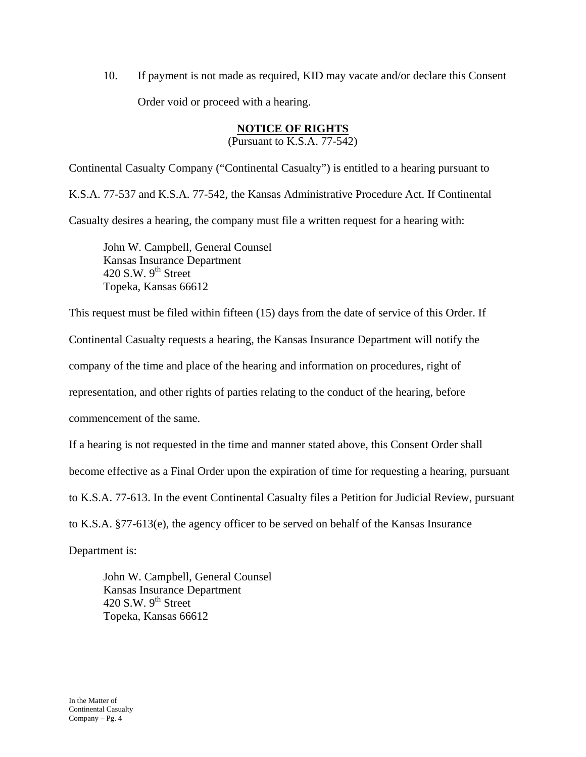10. If payment is not made as required, KID may vacate and/or declare this Consent Order void or proceed with a hearing.

## NOTICE OF RIGHTS

(Pursuant to K.S.A. 77-542)

Continental Casualty Company ("Continental Casualty") is entitled to a hearing pursuant to K.S.A. 77-537 and K.S.A. 77-542, the Kansas Administrative Procedure Act. If Continental Casualty desires a hearing, the company must file a written request for a hearing with:

> John W. Campbell, General Counsel
> Kansas Insurance Department
> 420 S.W. 9th Street
> Topeka, Kansas 66612

This request must be filed within fifteen (15) days from the date of service of this Order. If Continental Casualty requests a hearing, the Kansas Insurance Department will notify the company of the time and place of the hearing and information on procedures, right of representation, and other rights of parties relating to the conduct of the hearing, before commencement of the same.

If a hearing is not requested in the time and manner stated above, this Consent Order shall become effective as a Final Order upon the expiration of time for requesting a hearing, pursuant to K.S.A. 77-613. In the event Continental Casualty files a Petition for Judicial Review, pursuant to K.S.A. §77-613(e), the agency officer to be served on behalf of the Kansas Insurance Department is:

> John W. Campbell, General Counsel
> Kansas Insurance Department
> 420 S.W. 9th Street
> Topeka, Kansas 66612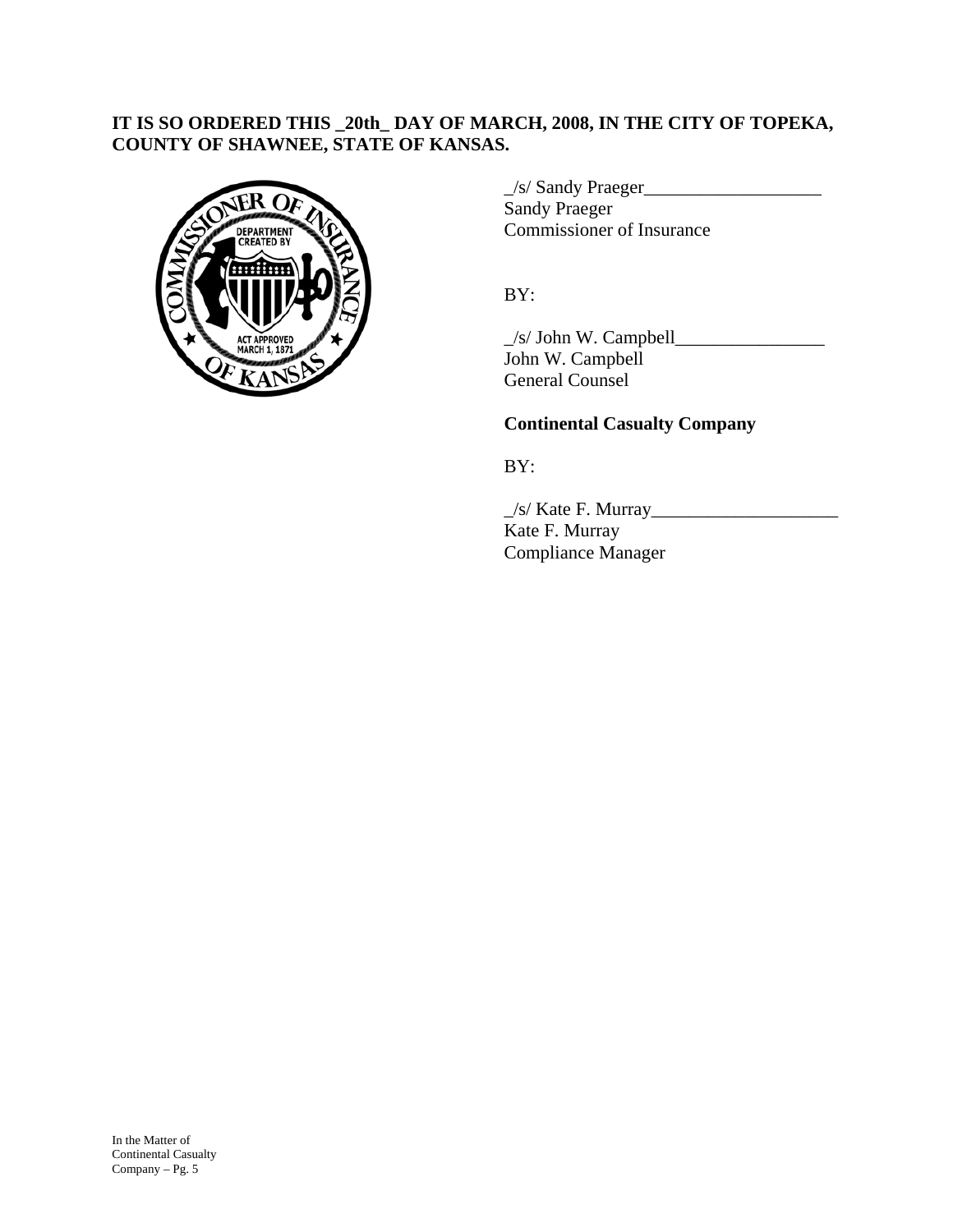**IT IS SO ORDERED THIS _20th_ DAY OF MARCH, 2008, IN THE CITY OF TOPEKA, COUNTY OF SHAWNEE, STATE OF KANSAS.**

_/s/ Sandy Praeger__________________
Sandy Praeger
Commissioner of Insurance

BY:

_/s/ John W. Campbell________________
John W. Campbell
General Counsel

**Continental Casualty Company**

BY:

_/s/ Kate F. Murray____________________
Kate F. Murray
Compliance Manager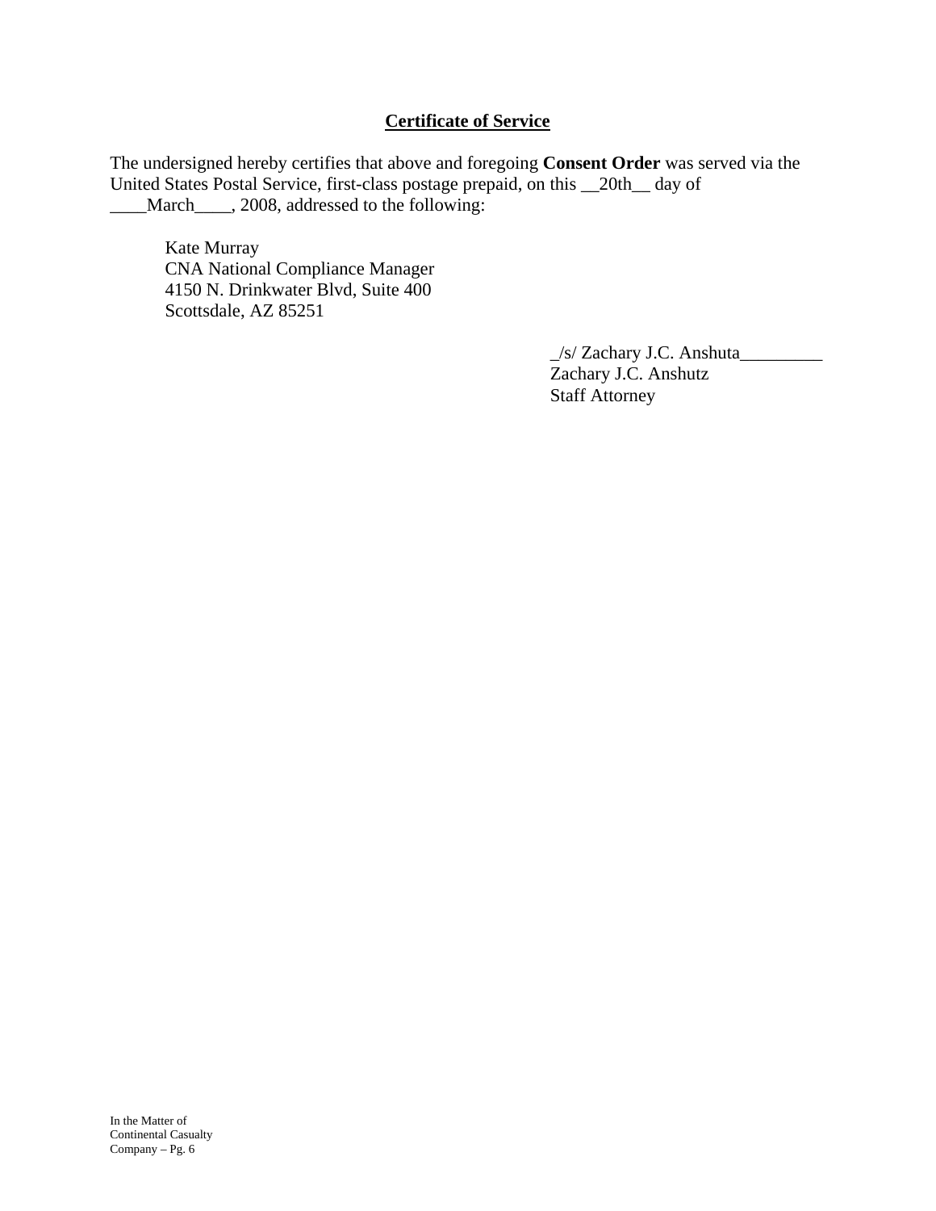**Certificate of Service**

The undersigned hereby certifies that above and foregoing **Consent Order** was served via the United States Postal Service, first-class postage prepaid, on this __20th__ day of ____March____, 2008, addressed to the following:

Kate Murray
CNA National Compliance Manager
4150 N. Drinkwater Blvd, Suite 400
Scottsdale, AZ 85251

_/s/ Zachary J.C. Anshuta_________
Zachary J.C. Anshutz
Staff Attorney

In the Matter of
Continental Casualty
Company – Pg. 6